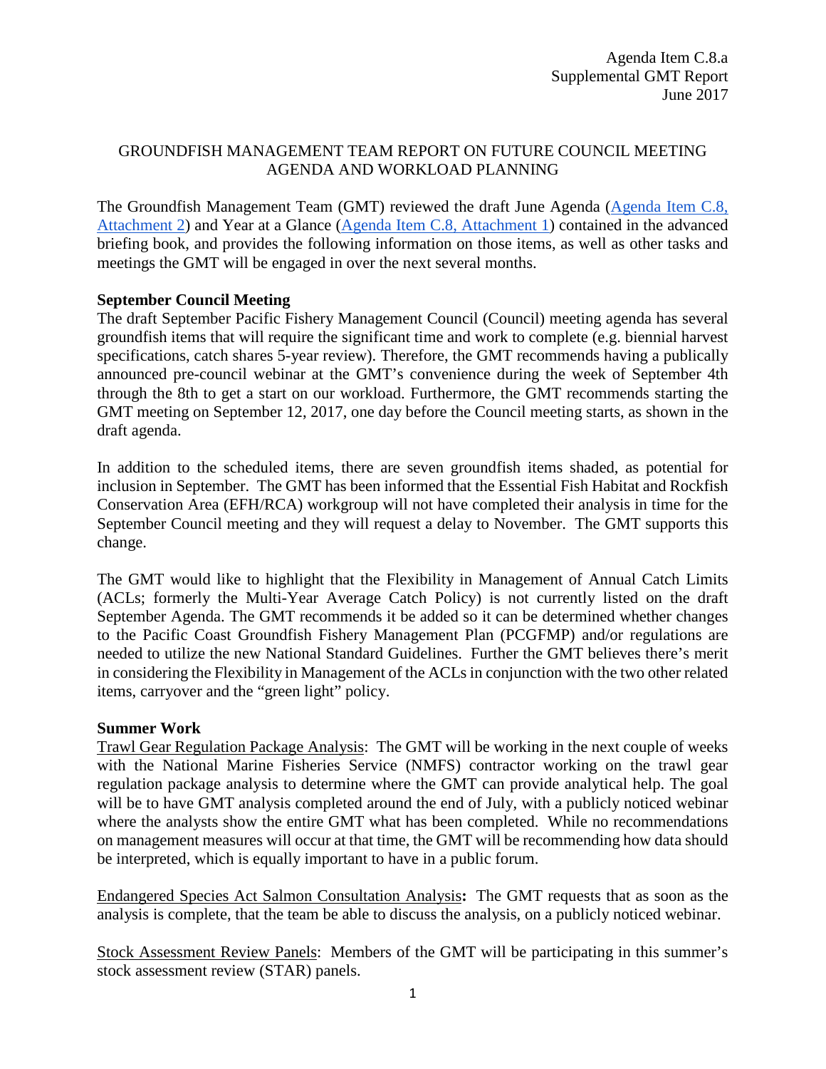Agenda Item C.8.a
Supplemental GMT Report
June 2017

# GROUNDFISH MANAGEMENT TEAM REPORT ON FUTURE COUNCIL MEETING AGENDA AND WORKLOAD PLANNING

The Groundfish Management Team (GMT) reviewed the draft June Agenda ([Agenda Item C.8, Attachment 2]()) and Year at a Glance ([Agenda Item C.8, Attachment 1]()) contained in the advanced briefing book, and provides the following information on those items, as well as other tasks and meetings the GMT will be engaged in over the next several months.

**September Council Meeting**

The draft September Pacific Fishery Management Council (Council) meeting agenda has several groundfish items that will require the significant time and work to complete (e.g. biennial harvest specifications, catch shares 5-year review). Therefore, the GMT recommends having a publically announced pre-council webinar at the GMT's convenience during the week of September 4th through the 8th to get a start on our workload. Furthermore, the GMT recommends starting the GMT meeting on September 12, 2017, one day before the Council meeting starts, as shown in the draft agenda.

In addition to the scheduled items, there are seven groundfish items shaded, as potential for inclusion in September. The GMT has been informed that the Essential Fish Habitat and Rockfish Conservation Area (EFH/RCA) workgroup will not have completed their analysis in time for the September Council meeting and they will request a delay to November. The GMT supports this change.

The GMT would like to highlight that the Flexibility in Management of Annual Catch Limits (ACLs; formerly the Multi-Year Average Catch Policy) is not currently listed on the draft September Agenda. The GMT recommends it be added so it can be determined whether changes to the Pacific Coast Groundfish Fishery Management Plan (PCGFMP) and/or regulations are needed to utilize the new National Standard Guidelines. Further the GMT believes there's merit in considering the Flexibility in Management of the ACLs in conjunction with the two other related items, carryover and the "green light" policy.

**Summer Work**

<u>Trawl Gear Regulation Package Analysis</u>: The GMT will be working in the next couple of weeks with the National Marine Fisheries Service (NMFS) contractor working on the trawl gear regulation package analysis to determine where the GMT can provide analytical help. The goal will be to have GMT analysis completed around the end of July, with a publicly noticed webinar where the analysts show the entire GMT what has been completed. While no recommendations on management measures will occur at that time, the GMT will be recommending how data should be interpreted, which is equally important to have in a public forum.

<u>Endangered Species Act Salmon Consultation Analysis</u>**:** The GMT requests that as soon as the analysis is complete, that the team be able to discuss the analysis, on a publicly noticed webinar.

<u>Stock Assessment Review Panels</u>: Members of the GMT will be participating in this summer's stock assessment review (STAR) panels.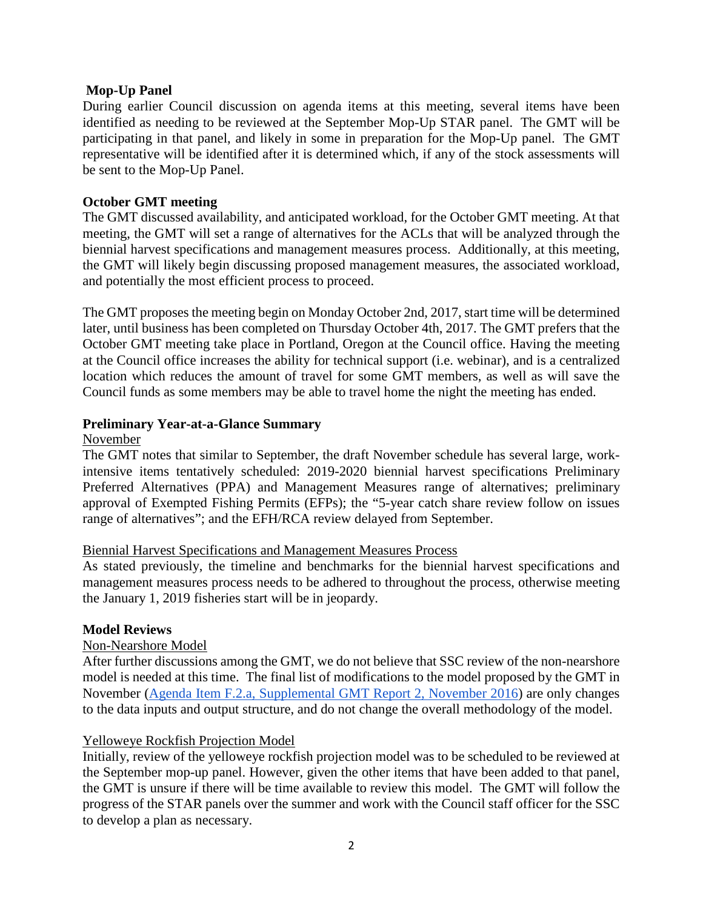## Mop-Up Panel

During earlier Council discussion on agenda items at this meeting, several items have been identified as needing to be reviewed at the September Mop-Up STAR panel. The GMT will be participating in that panel, and likely in some in preparation for the Mop-Up panel. The GMT representative will be identified after it is determined which, if any of the stock assessments will be sent to the Mop-Up Panel.

## October GMT meeting

The GMT discussed availability, and anticipated workload, for the October GMT meeting. At that meeting, the GMT will set a range of alternatives for the ACLs that will be analyzed through the biennial harvest specifications and management measures process. Additionally, at this meeting, the GMT will likely begin discussing proposed management measures, the associated workload, and potentially the most efficient process to proceed.

The GMT proposes the meeting begin on Monday October 2nd, 2017, start time will be determined later, until business has been completed on Thursday October 4th, 2017. The GMT prefers that the October GMT meeting take place in Portland, Oregon at the Council office. Having the meeting at the Council office increases the ability for technical support (i.e. webinar), and is a centralized location which reduces the amount of travel for some GMT members, as well as will save the Council funds as some members may be able to travel home the night the meeting has ended.

## Preliminary Year-at-a-Glance Summary

### November

The GMT notes that similar to September, the draft November schedule has several large, work-intensive items tentatively scheduled: 2019-2020 biennial harvest specifications Preliminary Preferred Alternatives (PPA) and Management Measures range of alternatives; preliminary approval of Exempted Fishing Permits (EFPs); the "5-year catch share review follow on issues range of alternatives"; and the EFH/RCA review delayed from September.

### Biennial Harvest Specifications and Management Measures Process

As stated previously, the timeline and benchmarks for the biennial harvest specifications and management measures process needs to be adhered to throughout the process, otherwise meeting the January 1, 2019 fisheries start will be in jeopardy.

## Model Reviews

### Non-Nearshore Model

After further discussions among the GMT, we do not believe that SSC review of the non-nearshore model is needed at this time. The final list of modifications to the model proposed by the GMT in November (Agenda Item F.2.a, Supplemental GMT Report 2, November 2016) are only changes to the data inputs and output structure, and do not change the overall methodology of the model.

### Yelloweye Rockfish Projection Model

Initially, review of the yelloweye rockfish projection model was to be scheduled to be reviewed at the September mop-up panel. However, given the other items that have been added to that panel, the GMT is unsure if there will be time available to review this model. The GMT will follow the progress of the STAR panels over the summer and work with the Council staff officer for the SSC to develop a plan as necessary.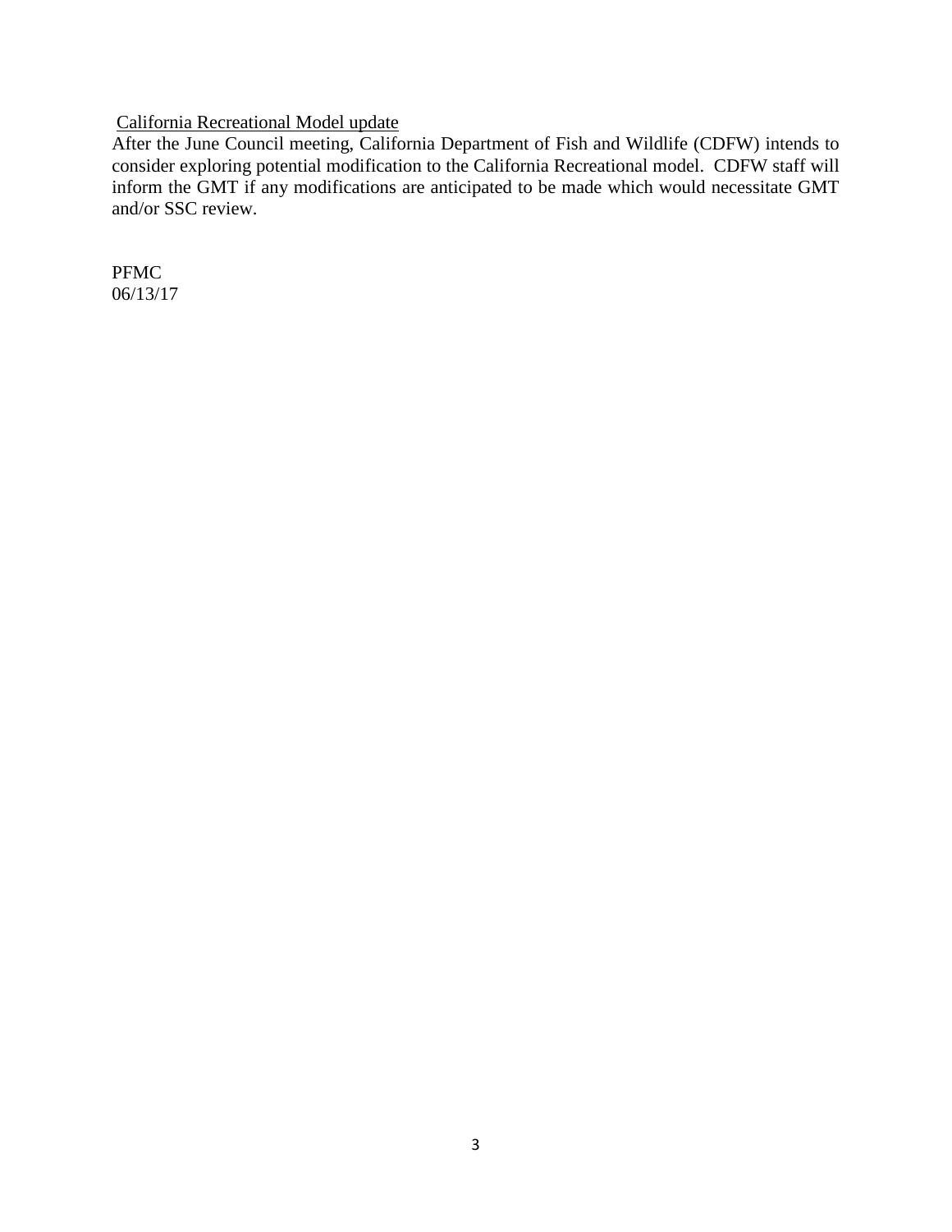California Recreational Model update

After the June Council meeting, California Department of Fish and Wildlife (CDFW) intends to consider exploring potential modification to the California Recreational model. CDFW staff will inform the GMT if any modifications are anticipated to be made which would necessitate GMT and/or SSC review.

PFMC
06/13/17